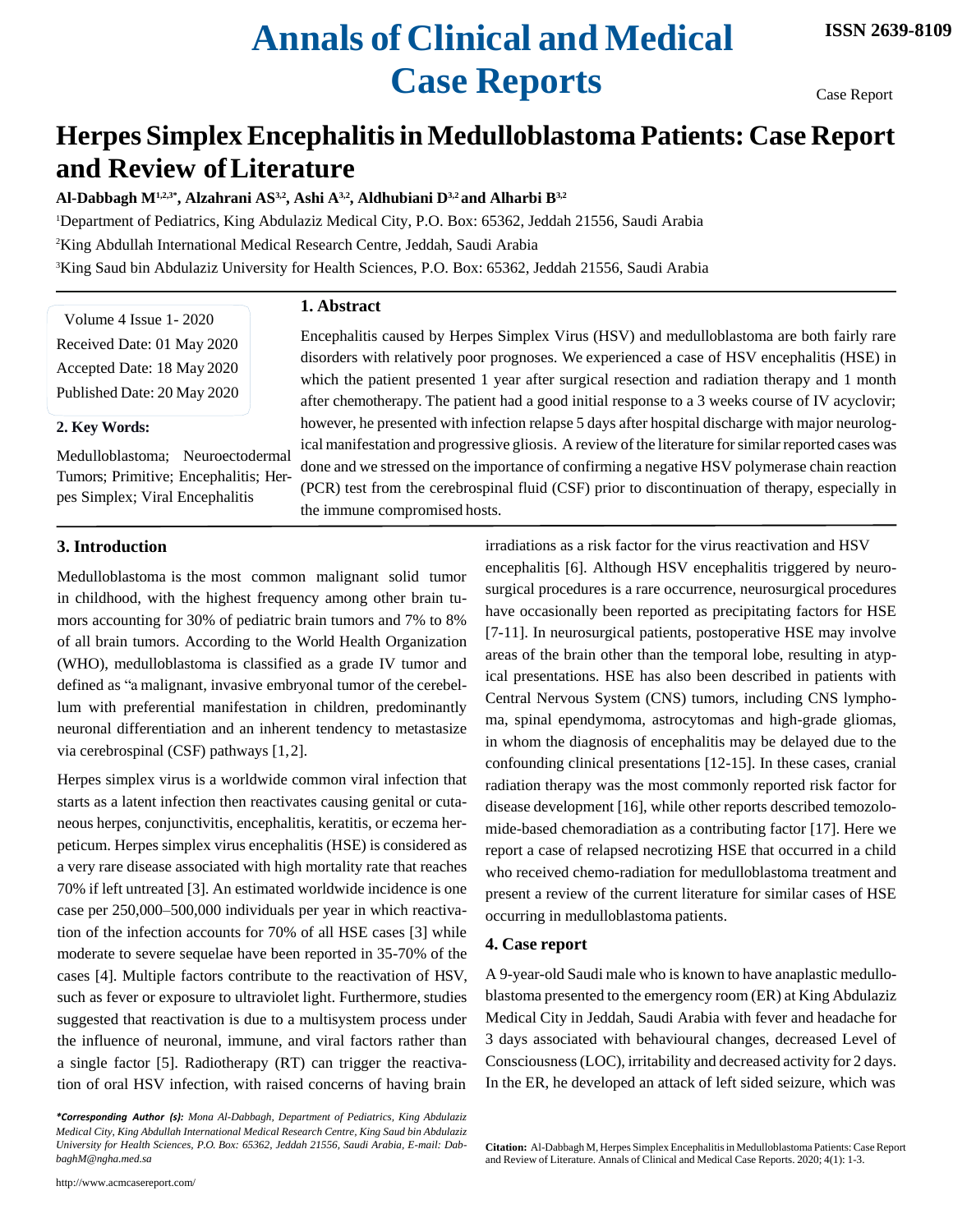# Herpes Simplex Encephalitis in Medulloblastoma Patients: Case Report and Review of Literature

**Al-Dabbagh M[1,2,3*], Alzahrani AS[3,2], Ashi A[3,2], Aldhubiani D[3,2] and Alharbi B[3,2]**

[1]Department of Pediatrics, King Abdulaziz Medical City, P.O. Box: 65362, Jeddah 21556, Saudi Arabia

[2]King Abdullah International Medical Research Centre, Jeddah, Saudi Arabia

[3]King Saud bin Abdulaziz University for Health Sciences, P.O. Box: 65362, Jeddah 21556, Saudi Arabia

Volume 4 Issue 1- 2020
Received Date: 01 May 2020
Accepted Date: 18 May 2020
Published Date: 20 May 2020

## 1. Abstract

Encephalitis caused by Herpes Simplex Virus (HSV) and medulloblastoma are both fairly rare disorders with relatively poor prognoses. We experienced a case of HSV encephalitis (HSE) in which the patient presented 1 year after surgical resection and radiation therapy and 1 month after chemotherapy. The patient had a good initial response to a 3 weeks course of IV acyclovir; however, he presented with infection relapse 5 days after hospital discharge with major neurological manifestation and progressive gliosis. A review of the literature for similar reported cases was done and we stressed on the importance of confirming a negative HSV polymerase chain reaction (PCR) test from the cerebrospinal fluid (CSF) prior to discontinuation of therapy, especially in the immune compromised hosts.

## 2. Key Words:

Medulloblastoma; Neuroectodermal Tumors; Primitive; Encephalitis; Herpes Simplex; Viral Encephalitis

## 3. Introduction

Medulloblastoma is the most common malignant solid tumor in childhood, with the highest frequency among other brain tumors accounting for 30% of pediatric brain tumors and 7% to 8% of all brain tumors. According to the World Health Organization (WHO), medulloblastoma is classified as a grade IV tumor and defined as "a malignant, invasive embryonal tumor of the cerebellum with preferential manifestation in children, predominantly neuronal differentiation and an inherent tendency to metastasize via cerebrospinal (CSF) pathways [1,2].

Herpes simplex virus is a worldwide common viral infection that starts as a latent infection then reactivates causing genital or cutaneous herpes, conjunctivitis, encephalitis, keratitis, or eczema herpeticum. Herpes simplex virus encephalitis (HSE) is considered as a very rare disease associated with high mortality rate that reaches 70% if left untreated [3]. An estimated worldwide incidence is one case per 250,000–500,000 individuals per year in which reactivation of the infection accounts for 70% of all HSE cases [3] while moderate to severe sequelae have been reported in 35-70% of the cases [4]. Multiple factors contribute to the reactivation of HSV, such as fever or exposure to ultraviolet light. Furthermore, studies suggested that reactivation is due to a multisystem process under the influence of neuronal, immune, and viral factors rather than a single factor [5]. Radiotherapy (RT) can trigger the reactivation of oral HSV infection, with raised concerns of having brain irradiations as a risk factor for the virus reactivation and HSV encephalitis [6]. Although HSV encephalitis triggered by neurosurgical procedures is a rare occurrence, neurosurgical procedures have occasionally been reported as precipitating factors for HSE [7-11]. In neurosurgical patients, postoperative HSE may involve areas of the brain other than the temporal lobe, resulting in atypical presentations. HSE has also been described in patients with Central Nervous System (CNS) tumors, including CNS lymphoma, spinal ependymoma, astrocytomas and high-grade gliomas, in whom the diagnosis of encephalitis may be delayed due to the confounding clinical presentations [12-15]. In these cases, cranial radiation therapy was the most commonly reported risk factor for disease development [16], while other reports described temozolomide-based chemoradiation as a contributing factor [17]. Here we report a case of relapsed necrotizing HSE that occurred in a child who received chemo-radiation for medulloblastoma treatment and present a review of the current literature for similar cases of HSE occurring in medulloblastoma patients.

## 4. Case report

A 9-year-old Saudi male who is known to have anaplastic medulloblastoma presented to the emergency room (ER) at King Abdulaziz Medical City in Jeddah, Saudi Arabia with fever and headache for 3 days associated with behavioural changes, decreased Level of Consciousness (LOC), irritability and decreased activity for 2 days. In the ER, he developed an attack of left sided seizure, which was

*\*Corresponding Author (s): Mona Al-Dabbagh, Department of Pediatrics, King Abdulaziz Medical City, King Abdullah International Medical Research Centre, King Saud bin Abdulaziz University for Health Sciences, P.O. Box: 65362, Jeddah 21556, Saudi Arabia, E-mail: DabbaghM@ngha.med.sa*

**Citation:** Al-Dabbagh M, Herpes Simplex Encephalitis in Medulloblastoma Patients: Case Report and Review of Literature. Annals of Clinical and Medical Case Reports. 2020; 4(1): 1-3.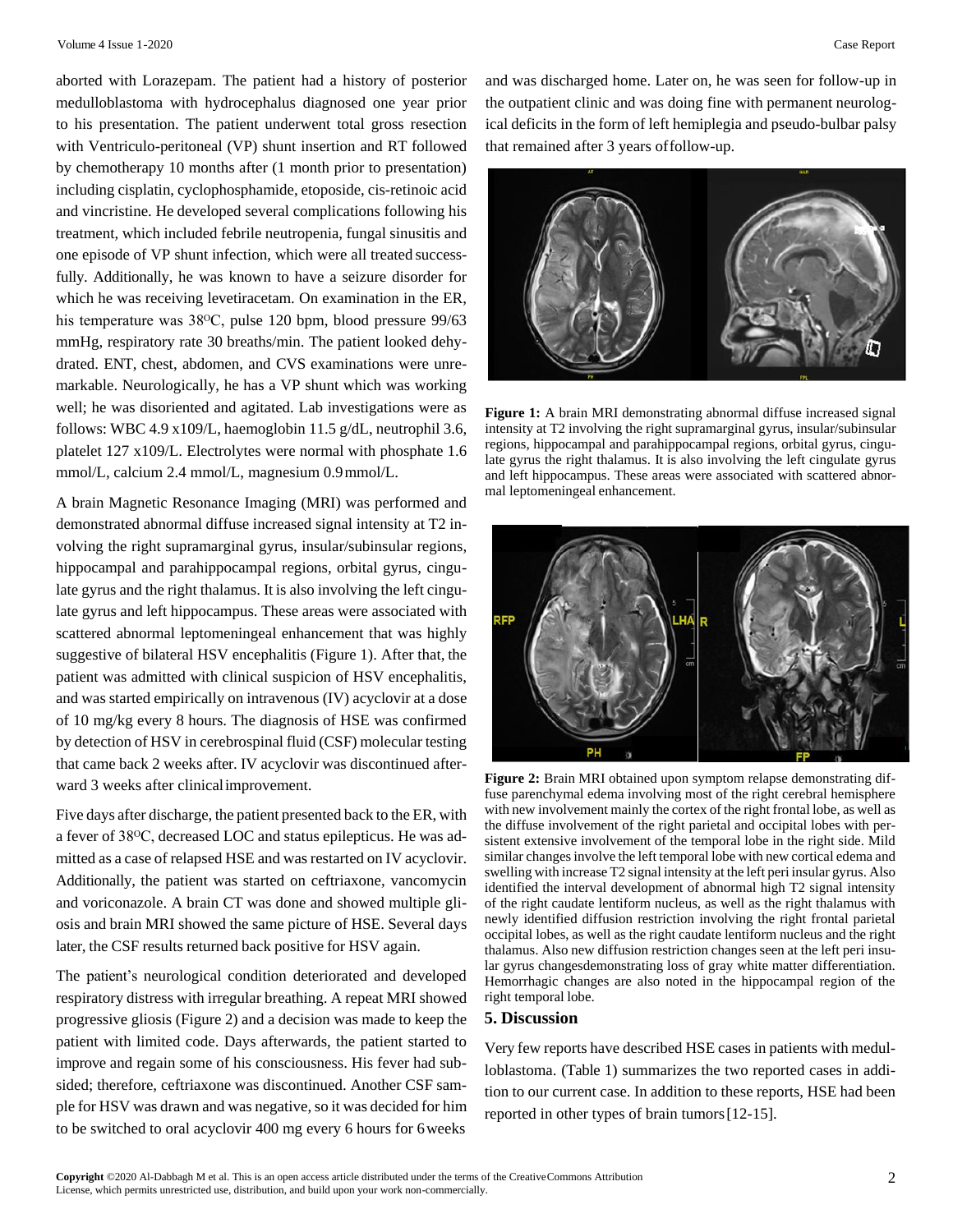aborted with Lorazepam. The patient had a history of posterior medulloblastoma with hydrocephalus diagnosed one year prior to his presentation. The patient underwent total gross resection with Ventriculo-peritoneal (VP) shunt insertion and RT followed by chemotherapy 10 months after (1 month prior to presentation) including cisplatin, cyclophosphamide, etoposide, cis-retinoic acid and vincristine. He developed several complications following his treatment, which included febrile neutropenia, fungal sinusitis and one episode of VP shunt infection, which were all treated successfully. Additionally, he was known to have a seizure disorder for which he was receiving levetiracetam. On examination in the ER, his temperature was 38$^{O}$C, pulse 120 bpm, blood pressure 99/63 mmHg, respiratory rate 30 breaths/min. The patient looked dehydrated. ENT, chest, abdomen, and CVS examinations were unremarkable. Neurologically, he has a VP shunt which was working well; he was disoriented and agitated. Lab investigations were as follows: WBC 4.9 x109/L, haemoglobin 11.5 g/dL, neutrophil 3.6, platelet 127 x109/L. Electrolytes were normal with phosphate 1.6 mmol/L, calcium 2.4 mmol/L, magnesium 0.9 mmol/L.

A brain Magnetic Resonance Imaging (MRI) was performed and demonstrated abnormal diffuse increased signal intensity at T2 involving the right supramarginal gyrus, insular/subinsular regions, hippocampal and parahippocampal regions, orbital gyrus, cingulate gyrus and the right thalamus. It is also involving the left cingulate gyrus and left hippocampus. These areas were associated with scattered abnormal leptomeningeal enhancement that was highly suggestive of bilateral HSV encephalitis (Figure 1). After that, the patient was admitted with clinical suspicion of HSV encephalitis, and was started empirically on intravenous (IV) acyclovir at a dose of 10 mg/kg every 8 hours. The diagnosis of HSE was confirmed by detection of HSV in cerebrospinal fluid (CSF) molecular testing that came back 2 weeks after. IV acyclovir was discontinued afterward 3 weeks after clinical improvement.

Five days after discharge, the patient presented back to the ER, with a fever of 38$^{O}$C, decreased LOC and status epilepticus. He was admitted as a case of relapsed HSE and was restarted on IV acyclovir. Additionally, the patient was started on ceftriaxone, vancomycin and voriconazole. A brain CT was done and showed multiple gliosis and brain MRI showed the same picture of HSE. Several days later, the CSF results returned back positive for HSV again.

The patient's neurological condition deteriorated and developed respiratory distress with irregular breathing. A repeat MRI showed progressive gliosis (Figure 2) and a decision was made to keep the patient with limited code. Days afterwards, the patient started to improve and regain some of his consciousness. His fever had subsided; therefore, ceftriaxone was discontinued. Another CSF sample for HSV was drawn and was negative, so it was decided for him to be switched to oral acyclovir 400 mg every 6 hours for 6 weeks and was discharged home. Later on, he was seen for follow-up in the outpatient clinic and was doing fine with permanent neurological deficits in the form of left hemiplegia and pseudo-bulbar palsy that remained after 3 years of follow-up.

**Figure 1:** A brain MRI demonstrating abnormal diffuse increased signal intensity at T2 involving the right supramarginal gyrus, insular/subinsular regions, hippocampal and parahippocampal regions, orbital gyrus, cingulate gyrus the right thalamus. It is also involving the left cingulate gyrus and left hippocampus. These areas were associated with scattered abnormal leptomeningeal enhancement.

**Figure 2:** Brain MRI obtained upon symptom relapse demonstrating diffuse parenchymal edema involving most of the right cerebral hemisphere with new involvement mainly the cortex of the right frontal lobe, as well as the diffuse involvement of the right parietal and occipital lobes with persistent extensive involvement of the temporal lobe in the right side. Mild similar changes involve the left temporal lobe with new cortical edema and swelling with increase T2 signal intensity at the left peri insular gyrus. Also identified the interval development of abnormal high T2 signal intensity of the right caudate lentiform nucleus, as well as the right thalamus with newly identified diffusion restriction involving the right frontal parietal occipital lobes, as well as the right caudate lentiform nucleus and the right thalamus. Also new diffusion restriction changes seen at the left peri insular gyrus changesdemonstrating loss of gray white matter differentiation. Hemorrhagic changes are also noted in the hippocampal region of the right temporal lobe.

## 5. Discussion

Very few reports have described HSE cases in patients with medulloblastoma. (Table 1) summarizes the two reported cases in addition to our current case. In addition to these reports, HSE had been reported in other types of brain tumors [12-15].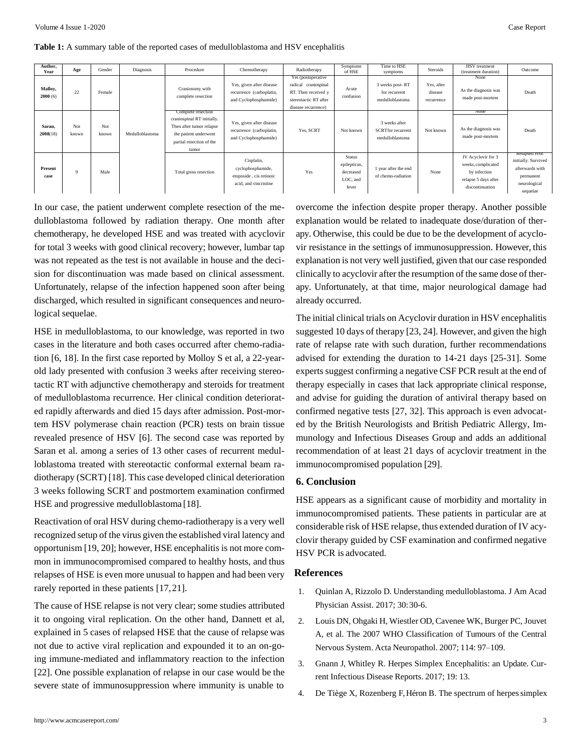**Table 1:** A summary table of the reported cases of medulloblastoma and HSV encephalitis

| Author, Year | Age | Gender | Diagnosis | Procedure | Chemotherapy | Radiotherapy | Symptoms of HSE | Time to HSE symptoms | Steroids | HSV treatment (treatment duration) | Outcome |
|---|---|---|---|---|---|---|---|---|---|---|---|
| **Malloy, 2000** (6) | 22 | Female | Medulloblastoma | Craniotomy with complete resection | Yes, given after disease recurrence (carboplatin, and Cyclophosphamide) | Yes (postoperative radical craniospinal RT. Then received y stereotactic RT after disease recurrence) | Acute confusion | 3 weeks post- RT for recurrent medulloblastoma | Yes, after disease recurrence | None<br>As the diagnosis was made post-mortem | Death |
| **Saran, 2008**(18) | Not known | Not known | Medulloblastoma | Complete resection craniospinal RT initially. Then after tumor relapse the patient underwent partial resection of the tumor | Yes, given after disease recurrence (carboplatin, and Cyclophosphamide) | Yes, SCRT | Not known | 3 weeks after SCRTfor recurrent medulloblastoma | Not known | None<br>As the diagnosis was made post-mortem | Death |
| **Present case** | 9 | Male | Medulloblastoma | Total gross resection | Cisplatin, cyclophosphamide, etoposide , cis retinoic acid, and vincristine | Yes | Status epilepticus, decreased LOC, and fever | 1 year after the end of chemo-radiation | None | IV Acyclovir for 3 weeks, complicated by infection relapse 5 days after discontinuation | Relapsed HSE initially. Survived afterwards with permanent neurological sequelae |

In our case, the patient underwent complete resection of the medulloblastoma followed by radiation therapy. One month after chemotherapy, he developed HSE and was treated with acyclovir for total 3 weeks with good clinical recovery; however, lumbar tap was not repeated as the test is not available in house and the decision for discontinuation was made based on clinical assessment. Unfortunately, relapse of the infection happened soon after being discharged, which resulted in significant consequences and neurological sequelae.

HSE in medulloblastoma, to our knowledge, was reported in two cases in the literature and both cases occurred after chemo-radiation [6, 18]. In the first case reported by Molloy S et al, a 22-year-old lady presented with confusion 3 weeks after receiving stereotactic RT with adjunctive chemotherapy and steroids for treatment of medulloblastoma recurrence. Her clinical condition deteriorated rapidly afterwards and died 15 days after admission. Post-mortem HSV polymerase chain reaction (PCR) tests on brain tissue revealed presence of HSV [6]. The second case was reported by Saran et al. among a series of 13 other cases of recurrent medulloblastoma treated with stereotactic conformal external beam radiotherapy (SCRT) [18]. This case developed clinical deterioration 3 weeks following SCRT and postmortem examination confirmed HSE and progressive medulloblastoma [18].

Reactivation of oral HSV during chemo-radiotherapy is a very well recognized setup of the virus given the established viral latency and opportunism [19, 20]; however, HSE encephalitis is not more common in immunocompromised compared to healthy hosts, and thus relapses of HSE is even more unusual to happen and had been very rarely reported in these patients [17, 21].

The cause of HSE relapse is not very clear; some studies attributed it to ongoing viral replication. On the other hand, Dannett et al, explained in 5 cases of relapsed HSE that the cause of relapse was not due to active viral replication and expounded it to an on-going immune-mediated and inflammatory reaction to the infection [22]. One possible explanation of relapse in our case would be the severe state of immunosuppression where immunity is unable to overcome the infection despite proper therapy. Another possible explanation would be related to inadequate dose/duration of therapy. Otherwise, this could be due to be the development of acyclovir resistance in the settings of immunosuppression. However, this explanation is not very well justified, given that our case responded clinically to acyclovir after the resumption of the same dose of therapy. Unfortunately, at that time, major neurological damage had already occurred.

The initial clinical trials on Acyclovir duration in HSV encephalitis suggested 10 days of therapy [23, 24]. However, and given the high rate of relapse rate with such duration, further recommendations advised for extending the duration to 14-21 days [25-31]. Some experts suggest confirming a negative CSF PCR result at the end of therapy especially in cases that lack appropriate clinical response, and advise for guiding the duration of antiviral therapy based on confirmed negative tests [27, 32]. This approach is even advocated by the British Neurologists and British Pediatric Allergy, Immunology and Infectious Diseases Group and adds an additional recommendation of at least 21 days of acyclovir treatment in the immunocompromised population [29].

## 6. Conclusion

HSE appears as a significant cause of morbidity and mortality in immunocompromised patients. These patients in particular are at considerable risk of HSE relapse, thus extended duration of IV acyclovir therapy guided by CSF examination and confirmed negative HSV PCR is advocated.

## References

1. Quinlan A, Rizzolo D. Understanding medulloblastoma. J Am Acad Physician Assist. 2017; 30:30-6.
2. Louis DN, Ohgaki H, Wiestler OD, Cavenee WK, Burger PC, Jouvet A, et al. The 2007 WHO Classification of Tumours of the Central Nervous System. Acta Neuropathol. 2007; 114: 97–109.
3. Gnann J, Whitley R. Herpes Simplex Encephalitis: an Update. Current Infectious Disease Reports. 2017; 19: 13.
4. De Tiège X, Rozenberg F, Héron B. The spectrum of herpes simplex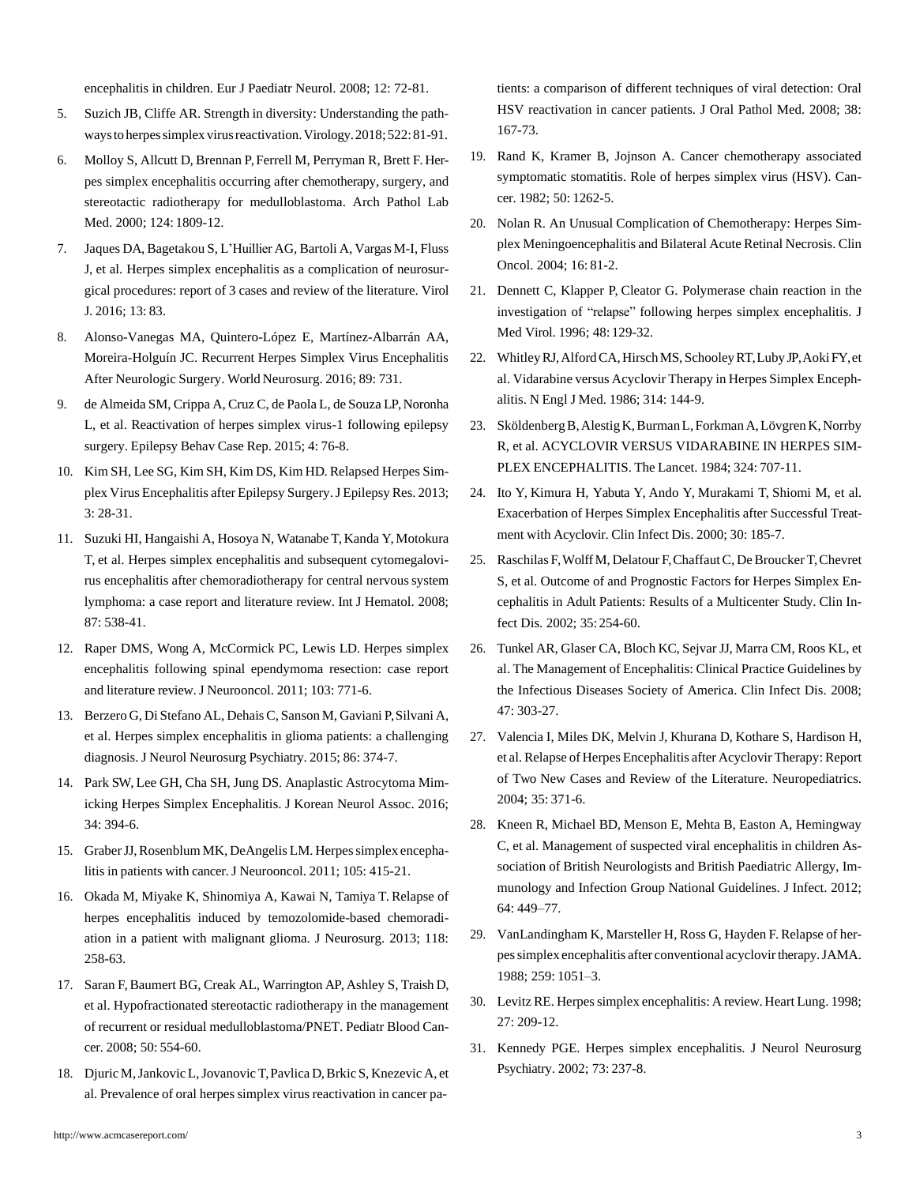encephalitis in children. Eur J Paediatr Neurol. 2008; 12: 72-81.

5. Suzich JB, Cliffe AR. Strength in diversity: Understanding the pathways to herpes simplex virus reactivation. Virology. 2018; 522: 81-91.
6. Molloy S, Allcutt D, Brennan P, Ferrell M, Perryman R, Brett F. Herpes simplex encephalitis occurring after chemotherapy, surgery, and stereotactic radiotherapy for medulloblastoma. Arch Pathol Lab Med. 2000; 124: 1809-12.
7. Jaques DA, Bagetakou S, L'Huillier AG, Bartoli A, Vargas M-I, Fluss J, et al. Herpes simplex encephalitis as a complication of neurosurgical procedures: report of 3 cases and review of the literature. Virol J. 2016; 13: 83.
8. Alonso-Vanegas MA, Quintero-López E, Martínez-Albarrán AA, Moreira-Holguín JC. Recurrent Herpes Simplex Virus Encephalitis After Neurologic Surgery. World Neurosurg. 2016; 89: 731.
9. de Almeida SM, Crippa A, Cruz C, de Paola L, de Souza LP, Noronha L, et al. Reactivation of herpes simplex virus-1 following epilepsy surgery. Epilepsy Behav Case Rep. 2015; 4: 76-8.
10. Kim SH, Lee SG, Kim SH, Kim DS, Kim HD. Relapsed Herpes Simplex Virus Encephalitis after Epilepsy Surgery. J Epilepsy Res. 2013; 3: 28-31.
11. Suzuki HI, Hangaishi A, Hosoya N, Watanabe T, Kanda Y, Motokura T, et al. Herpes simplex encephalitis and subsequent cytomegalovirus encephalitis after chemoradiotherapy for central nervous system lymphoma: a case report and literature review. Int J Hematol. 2008; 87: 538-41.
12. Raper DMS, Wong A, McCormick PC, Lewis LD. Herpes simplex encephalitis following spinal ependymoma resection: case report and literature review. J Neurooncol. 2011; 103: 771-6.
13. Berzero G, Di Stefano AL, Dehais C, Sanson M, Gaviani P, Silvani A, et al. Herpes simplex encephalitis in glioma patients: a challenging diagnosis. J Neurol Neurosurg Psychiatry. 2015; 86: 374-7.
14. Park SW, Lee GH, Cha SH, Jung DS. Anaplastic Astrocytoma Mimicking Herpes Simplex Encephalitis. J Korean Neurol Assoc. 2016; 34: 394-6.
15. Graber JJ, Rosenblum MK, DeAngelis LM. Herpes simplex encephalitis in patients with cancer. J Neurooncol. 2011; 105: 415-21.
16. Okada M, Miyake K, Shinomiya A, Kawai N, Tamiya T. Relapse of herpes encephalitis induced by temozolomide-based chemoradiation in a patient with malignant glioma. J Neurosurg. 2013; 118: 258-63.
17. Saran F, Baumert BG, Creak AL, Warrington AP, Ashley S, Traish D, et al. Hypofractionated stereotactic radiotherapy in the management of recurrent or residual medulloblastoma/PNET. Pediatr Blood Cancer. 2008; 50: 554-60.
18. Djuric M, Jankovic L, Jovanovic T, Pavlica D, Brkic S, Knezevic A, et al. Prevalence of oral herpes simplex virus reactivation in cancer patients: a comparison of different techniques of viral detection: Oral HSV reactivation in cancer patients. J Oral Pathol Med. 2008; 38: 167-73.
19. Rand K, Kramer B, Jojnson A. Cancer chemotherapy associated symptomatic stomatitis. Role of herpes simplex virus (HSV). Cancer. 1982; 50: 1262-5.
20. Nolan R. An Unusual Complication of Chemotherapy: Herpes Simplex Meningoencephalitis and Bilateral Acute Retinal Necrosis. Clin Oncol. 2004; 16: 81-2.
21. Dennett C, Klapper P, Cleator G. Polymerase chain reaction in the investigation of "relapse" following herpes simplex encephalitis. J Med Virol. 1996; 48: 129-32.
22. Whitley RJ, Alford CA, Hirsch MS, Schooley RT, Luby JP, Aoki FY, et al. Vidarabine versus Acyclovir Therapy in Herpes Simplex Encephalitis. N Engl J Med. 1986; 314: 144-9.
23. Sköldenberg B, Alestig K, Burman L, Forkman A, Lövgren K, Norrby R, et al. ACYCLOVIR VERSUS VIDARABINE IN HERPES SIMPLEX ENCEPHALITIS. The Lancet. 1984; 324: 707-11.
24. Ito Y, Kimura H, Yabuta Y, Ando Y, Murakami T, Shiomi M, et al. Exacerbation of Herpes Simplex Encephalitis after Successful Treatment with Acyclovir. Clin Infect Dis. 2000; 30: 185-7.
25. Raschilas F, Wolff M, Delatour F, Chaffaut C, De Broucker T, Chevret S, et al. Outcome of and Prognostic Factors for Herpes Simplex Encephalitis in Adult Patients: Results of a Multicenter Study. Clin Infect Dis. 2002; 35: 254-60.
26. Tunkel AR, Glaser CA, Bloch KC, Sejvar JJ, Marra CM, Roos KL, et al. The Management of Encephalitis: Clinical Practice Guidelines by the Infectious Diseases Society of America. Clin Infect Dis. 2008; 47: 303-27.
27. Valencia I, Miles DK, Melvin J, Khurana D, Kothare S, Hardison H, et al. Relapse of Herpes Encephalitis after Acyclovir Therapy: Report of Two New Cases and Review of the Literature. Neuropediatrics. 2004; 35: 371-6.
28. Kneen R, Michael BD, Menson E, Mehta B, Easton A, Hemingway C, et al. Management of suspected viral encephalitis in children Association of British Neurologists and British Paediatric Allergy, Immunology and Infection Group National Guidelines. J Infect. 2012; 64: 449–77.
29. VanLandingham K, Marsteller H, Ross G, Hayden F. Relapse of herpes simplex encephalitis after conventional acyclovir therapy. JAMA. 1988; 259: 1051–3.
30. Levitz RE. Herpes simplex encephalitis: A review. Heart Lung. 1998; 27: 209-12.
31. Kennedy PGE. Herpes simplex encephalitis. J Neurol Neurosurg Psychiatry. 2002; 73: 237-8.